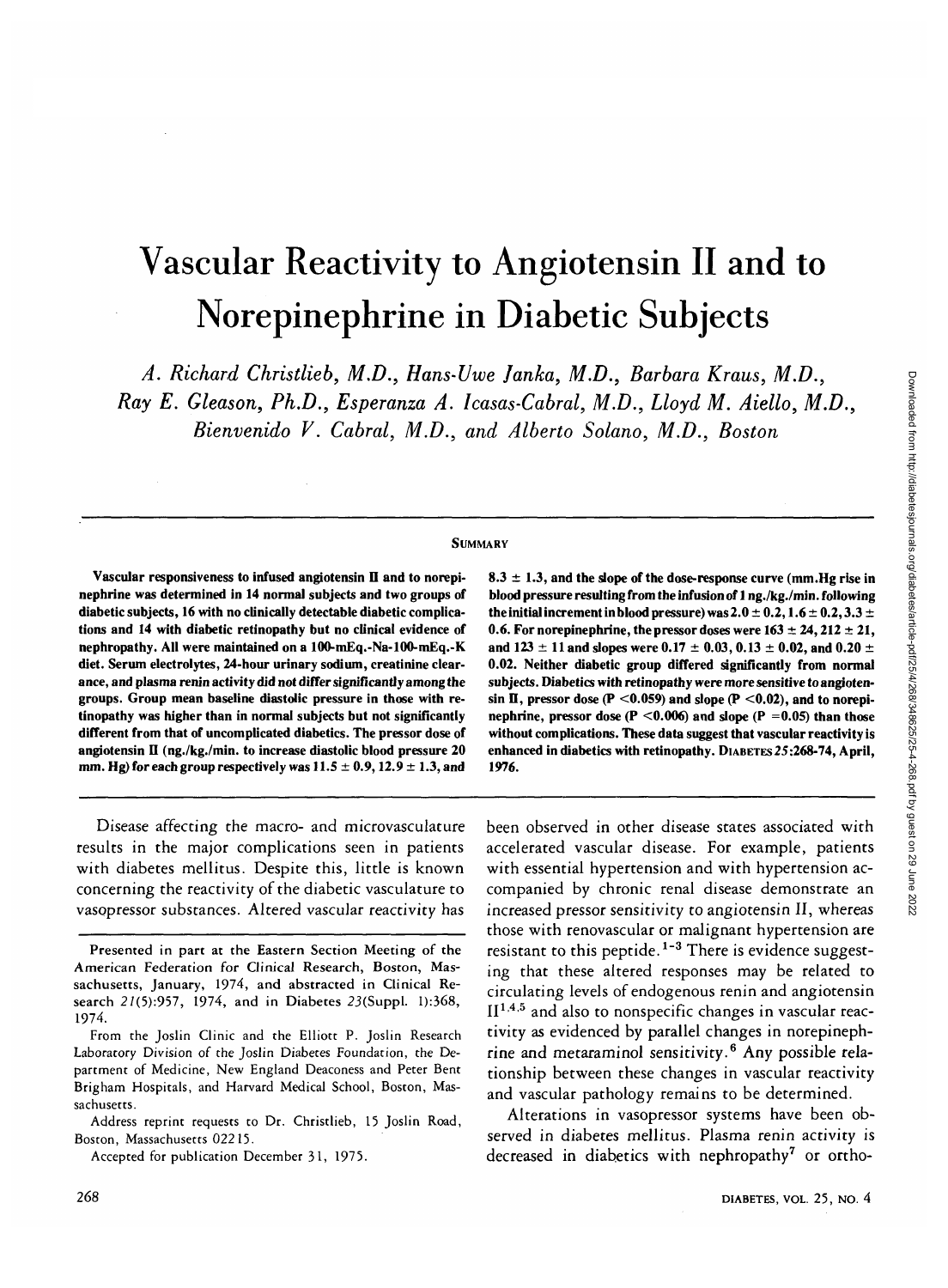# Vascular Reactivity to Angiotensin II and to Norepinephrine in Diabetic Subjects

*A. Richard Christlieb, M.D., Hans-Uwe Janka, M.D., Barbara Kraus, M.D., Ray E. Gleason, Ph.D., Esperanza A. Icasas-Cabral, M.D., Lloyd M. Aiello, M.D., Bienvenido V. Cabral, M.D., and Alberto Solano, M.D., Boston*

## SUMMARY

**Vascular responsiveness to infused angiotensin II and to norepinephrine was determined in 14 normal subjects and two groups of diabetic subjects, 16 with no clinically detectable diabetic complications and 14 with diabetic retinopathy but no clinical evidence of nephropathy. All were maintained on a 100-mEq.-Na-100-mEq.-K diet. Serum electrolytes, 24-hour urinary sodium, creatinine clearance, and plasma renin activity did not differ significantly among the groups. Group mean baseline diastolic pressure in those with retinopathy was higher than in normal subjects but not significantly different from that of uncomplicated diabetics. The pressor dose of angiotensin II (ng./kg./min. to increase diastolic blood pressure 20 mm. Hg) for each group respectively was 11.5 ± 0.9, 12.9 ± 1.3, and 8.3 ± 1.3, and the slope of the dose-response curve (mm.Hg rise in blood pressure resulting from the infusion of 1 ng./kg./min. following the initial increment in blood pressure) was 2.0 ± 0.2, 1.6 ± 0.2, 3.3 ± 0.6. For norepinephrine, the pressor doses were 163 ± 24, 212 ± 21, and 123 ± 11 and slopes were 0.17 ± 0.03, 0.13 ± 0.02, and 0.20 ± 0.02. Neither diabetic group differed significantly from normal subjects. Diabetics with retinopathy were more sensitive to angiotensin II, pressor dose ($P < 0.059$) and slope ($P < 0.02$), and to norepinephrine, pressor dose ($P < 0.006$) and slope ($P = 0.05$) than those without complications. These data suggest that vascular reactivity is enhanced in diabetics with retinopathy. DIABETES 25:268-74, April, 1976.**

Disease affecting the macro- and microvasculature results in the major complications seen in patients with diabetes mellitus. Despite this, little is known concerning the reactivity of the diabetic vasculature to vasopressor substances. Altered vascular reactivity has been observed in other disease states associated with accelerated vascular disease. For example, patients with essential hypertension and with hypertension accompanied by chronic renal disease demonstrate an increased pressor sensitivity to angiotensin II, whereas those with renovascular or malignant hypertension are resistant to this peptide.[1-3] There is evidence suggesting that these altered responses may be related to circulating levels of endogenous renin and angiotensin II[1,4,5] and also to nonspecific changes in vascular reactivity as evidenced by parallel changes in norepinephrine and metaraminol sensitivity.[6] Any possible relationship between these changes in vascular reactivity and vascular pathology remains to be determined.

Alterations in vasopressor systems have been observed in diabetes mellitus. Plasma renin activity is decreased in diabetics with nephropathy[7] or ortho-

---

Presented in part at the Eastern Section Meeting of the American Federation for Clinical Research, Boston, Massachusetts, January, 1974, and abstracted in Clinical Research 21(5):957, 1974, and in Diabetes 23(Suppl. 1):368, 1974.

From the Joslin Clinic and the Elliott P. Joslin Research Laboratory Division of the Joslin Diabetes Foundation, the Department of Medicine, New England Deaconess and Peter Bent Brigham Hospitals, and Harvard Medical School, Boston, Massachusetts.

Address reprint requests to Dr. Christlieb, 15 Joslin Road, Boston, Massachusetts 02215.

Accepted for publication December 31, 1975.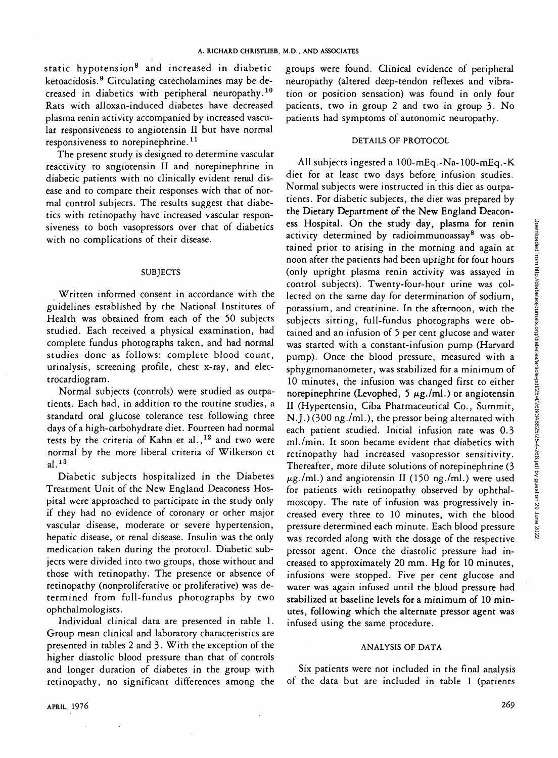static hypotension[8] and increased in diabetic ketoacidosis.[9] Circulating catecholamines may be decreased in diabetics with peripheral neuropathy.[10] Rats with alloxan-induced diabetes have decreased plasma renin activity accompanied by increased vascular responsiveness to angiotensin II but have normal responsiveness to norepinephrine.[11]

The present study is designed to determine vascular reactivity to angiotensin II and norepinephrine in diabetic patients with no clinically evident renal disease and to compare their responses with that of normal control subjects. The results suggest that diabetics with retinopathy have increased vascular responsiveness to both vasopressors over that of diabetics with no complications of their disease.

## SUBJECTS

Written informed consent in accordance with the guidelines established by the National Institutes of Health was obtained from each of the 50 subjects studied. Each received a physical examination, had complete fundus photographs taken, and had normal studies done as follows: complete blood count, urinalysis, screening profile, chest x-ray, and electrocardiogram.

Normal subjects (controls) were studied as outpatients. Each had, in addition to the routine studies, a standard oral glucose tolerance test following three days of a high-carbohydrate diet. Fourteen had normal tests by the criteria of Kahn et al.,[12] and two were normal by the more liberal criteria of Wilkerson et al.[13]

Diabetic subjects hospitalized in the Diabetes Treatment Unit of the New England Deaconess Hospital were approached to participate in the study only if they had no evidence of coronary or other major vascular disease, moderate or severe hypertension, hepatic disease, or renal disease. Insulin was the only medication taken during the protocol. Diabetic subjects were divided into two groups, those without and those with retinopathy. The presence or absence of retinopathy (nonproliferative or proliferative) was determined from full-fundus photographs by two ophthalmologists.

Individual clinical data are presented in table 1. Group mean clinical and laboratory characteristics are presented in tables 2 and 3. With the exception of the higher diastolic blood pressure than that of controls and longer duration of diabetes in the group with retinopathy, no significant differences among the groups were found. Clinical evidence of peripheral neuropathy (altered deep-tendon reflexes and vibration or position sensation) was found in only four patients, two in group 2 and two in group 3. No patients had symptoms of autonomic neuropathy.

## DETAILS OF PROTOCOL

All subjects ingested a 100-mEq.-Na-100-mEq.-K diet for at least two days before infusion studies. Normal subjects were instructed in this diet as outpatients. For diabetic subjects, the diet was prepared by the Dietary Department of the New England Deaconess Hospital. On the study day, plasma for renin activity determined by radioimmunoassay[8] was obtained prior to arising in the morning and again at noon after the patients had been upright for four hours (only upright plasma renin activity was assayed in control subjects). Twenty-four-hour urine was collected on the same day for determination of sodium, potassium, and creatinine. In the afternoon, with the subjects sitting, full-fundus photographs were obtained and an infusion of 5 per cent glucose and water was started with a constant-infusion pump (Harvard pump). Once the blood pressure, measured with a sphygmomanometer, was stabilized for a minimum of 10 minutes, the infusion was changed first to either norepinephrine (Levophed, 5 $\mu$g./ml.) or angiotensin II (Hypertensin, Ciba Pharmaceutical Co., Summit, N.J.) (300 ng./ml.), the pressor being alternated with each patient studied. Initial infusion rate was 0.3 ml./min. It soon became evident that diabetics with retinopathy had increased vasopressor sensitivity. Thereafter, more dilute solutions of norepinephrine (3 $\mu$g./ml.) and angiotensin II (150 ng./ml.) were used for patients with retinopathy observed by ophthalmoscopy. The rate of infusion was progressively increased every three to 10 minutes, with the blood pressure determined each minute. Each blood pressure was recorded along with the dosage of the respective pressor agent. Once the diastolic pressure had increased to approximately 20 mm. Hg for 10 minutes, infusions were stopped. Five per cent glucose and water was again infused until the blood pressure had stabilized at baseline levels for a minimum of 10 minutes, following which the alternate pressor agent was infused using the same procedure.

## ANALYSIS OF DATA

Six patients were not included in the final analysis of the data but are included in table 1 (patients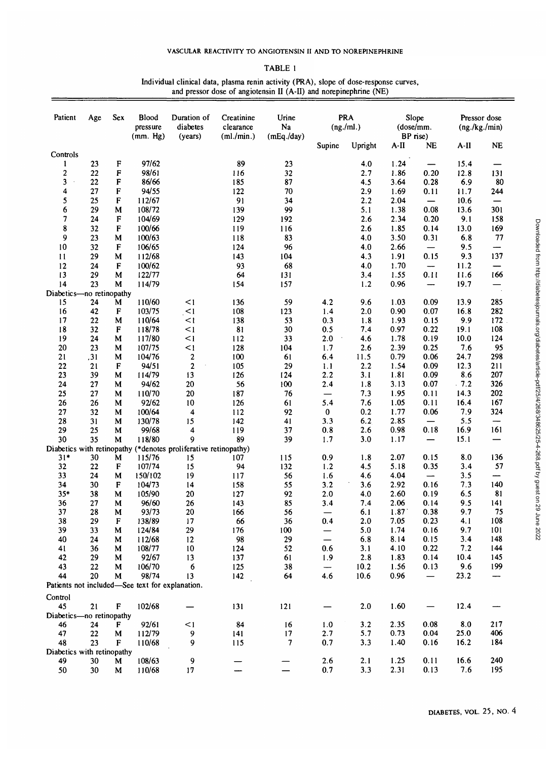TABLE 1

Individual clinical data, plasma renin activity (PRA), slope of dose-response curves, and pressor dose of angiotensin II (A-II) and norepinephrine (NE)

| Patient | Age | Sex | Blood pressure (mm. Hg) | Duration of diabetes (years) | Creatinine clearance (ml./min.) | Urine Na (mEq./day) | PRA (ng./ml.) | | Slope (dose/mm. BP rise) | | Pressor dose (ng./kg./min) | |
|---|---|---|---|---|---|---|---|---|---|---|---|---|
| | | | | | | | Supine | Upright | A-II | NE | A-II | NE |
| Controls | | | | | | | | | | | | |
| 1 | 23 | F | 97/62 | | 89 | 23 | | 4.0 | 1.24 | — | 15.4 | — |
| 2 | 22 | F | 98/61 | | 116 | 32 | | 2.7 | 1.86 | 0.20 | 12.8 | 131 |
| 3 | 22 | F | 86/66 | | 185 | 87 | | 4.5 | 3.64 | 0.28 | 6.9 | 80 |
| 4 | 27 | F | 94/55 | | 122 | 70 | | 2.9 | 1.69 | 0.11 | 11.7 | 244 |
| 5 | 25 | F | 112/67 | | 91 | 34 | | 2.2 | 2.04 | — | 10.6 | — |
| 6 | 29 | M | 108/72 | | 139 | 99 | | 5.1 | 1.38 | 0.08 | 13.6 | 301 |
| 7 | 24 | F | 104/69 | | 129 | 192 | | 2.6 | 2.34 | 0.20 | 9.1 | 158 |
| 8 | 32 | F | 100/66 | | 119 | 116 | | 2.6 | 1.85 | 0.14 | 13.0 | 169 |
| 9 | 23 | M | 100/63 | | 118 | 83 | | 4.0 | 3.50 | 0.31 | 6.8 | 77 |
| 10 | 32 | F | 106/65 | | 124 | 96 | | 4.0 | 2.66 | — | 9.5 | — |
| 11 | 29 | M | 112/68 | | 143 | 104 | | 4.3 | 1.91 | 0.15 | 9.3 | 137 |
| 12 | 24 | F | 100/62 | | 93 | 68 | | 4.0 | 1.70 | — | 11.2 | — |
| 13 | 29 | M | 122/77 | | 64 | 131 | | 3.4 | 1.55 | 0.11 | 11.6 | 166 |
| 14 | 23 | M | 114/79 | | 154 | 157 | | 1.2 | 0.96 | — | 19.7 | — |
| Diabetics—no retinopathy | | | | | | | | | | | | |
| 15 | 24 | M | 110/60 | <1 | 136 | 59 | 4.2 | 9.6 | 1.03 | 0.09 | 13.9 | 285 |
| 16 | 42 | F | 103/75 | <1 | 108 | 123 | 1.4 | 2.0 | 0.90 | 0.07 | 16.8 | 282 |
| 17 | 22 | M | 110/64 | <1 | 138 | 53 | 0.3 | 1.8 | 1.93 | 0.15 | 9.9 | 172 |
| 18 | 32 | F | 118/78 | <1 | 81 | 30 | 0.5 | 7.4 | 0.97 | 0.22 | 19.1 | 108 |
| 19 | 24 | M | 117/80 | <1 | 112 | 33 | 2.0 | 4.6 | 1.78 | 0.19 | 10.0 | 124 |
| 20 | 23 | M | 107/75 | <1 | 128 | 104 | 1.7 | 2.6 | 2.39 | 0.25 | 7.6 | 95 |
| 21 | 31 | M | 104/76 | 2 | 100 | 61 | 6.4 | 11.5 | 0.79 | 0.06 | 24.7 | 298 |
| 22 | 21 | F | 94/51 | 2 | 105 | 29 | 1.1 | 2.2 | 1.54 | 0.09 | 12.3 | 211 |
| 23 | 39 | M | 114/79 | 13 | 126 | 124 | 2.2 | 3.1 | 1.81 | 0.09 | 8.6 | 207 |
| 24 | 27 | M | 94/62 | 20 | 56 | 100 | 2.4 | 1.8 | 3.13 | 0.07 | 7.2 | 326 |
| 25 | 27 | M | 110/70 | 20 | 187 | 76 | — | 7.3 | 1.95 | 0.11 | 14.3 | 202 |
| 26 | 26 | M | 92/62 | 10 | 126 | 61 | 5.4 | 7.6 | 1.05 | 0.11 | 16.4 | 167 |
| 27 | 32 | M | 100/64 | 4 | 112 | 92 | 0 | 0.2 | 1.77 | 0.06 | 7.9 | 324 |
| 28 | 31 | M | 130/78 | 15 | 142 | 41 | 3.3 | 6.2 | 2.85 | — | 5.5 | — |
| 29 | 25 | M | 99/68 | 4 | 119 | 37 | 0.8 | 2.6 | 0.98 | 0.18 | 16.9 | 161 |
| 30 | 35 | M | 118/80 | 9 | 89 | 39 | 1.7 | 3.0 | 1.17 | — | 15.1 | — |
| Diabetics with retinopathy (*denotes proliferative retinopathy) | | | | | | | | | | | | |
| 31* | 30 | M | 115/76 | 15 | 107 | 115 | 0.9 | 1.8 | 2.07 | 0.15 | 8.0 | 136 |
| 32 | 22 | F | 107/74 | 15 | 94 | 132 | 1.2 | 4.5 | 5.18 | 0.35 | 3.4 | 57 |
| 33 | 24 | M | 150/102 | 19 | 117 | 56 | 1.6 | 4.6 | 4.04 | — | 3.5 | — |
| 34 | 30 | F | 104/73 | 14 | 158 | 55 | 3.2 | 3.6 | 2.92 | 0.16 | 7.3 | 140 |
| 35* | 38 | M | 105/90 | 20 | 127 | 92 | 2.0 | 4.0 | 2.60 | 0.19 | 6.5 | 81 |
| 36 | 27 | M | 96/60 | 26 | 143 | 85 | 3.4 | 7.4 | 2.06 | 0.14 | 9.5 | 141 |
| 37 | 28 | M | 93/73 | 20 | 166 | 56 | — | 6.1 | 1.87 | 0.38 | 9.7 | 75 |
| 38 | 29 | F | 138/89 | 17 | 66 | 36 | 0.4 | 2.0 | 7.05 | 0.23 | 4.1 | 108 |
| 39 | 33 | M | 124/84 | 29 | 176 | 100 | — | 5.0 | 1.74 | 0.16 | 9.7 | 101 |
| 40 | 24 | M | 112/68 | 12 | 98 | 29 | — | 6.8 | 8.14 | 0.15 | 3.4 | 148 |
| 41 | 36 | M | 108/77 | 10 | 124 | 52 | 0.6 | 3.1 | 4.10 | 0.22 | 7.2 | 144 |
| 42 | 29 | M | 92/67 | 13 | 137 | 61 | 1.9 | 2.8 | 1.83 | 0.14 | 10.4 | 145 |
| 43 | 22 | M | 106/70 | 6 | 125 | 38 | — | 10.2 | 1.56 | 0.13 | 9.6 | 199 |
| 44 | 20 | M | 98/74 | 13 | 142 | 64 | 4.6 | 10.6 | 0.96 | — | 23.2 | — |
| Patients not included—See text for explanation. | | | | | | | | | | | | |
| Control | | | | | | | | | | | | |
| 45 | 21 | F | 102/68 | — | 131 | 121 | — | 2.0 | 1.60 | — | 12.4 | — |
| Diabetics—no retinopathy | | | | | | | | | | | | |
| 46 | 24 | F | 92/61 | <1 | 84 | 16 | 1.0 | 3.2 | 2.35 | 0.08 | 8.0 | 217 |
| 47 | 22 | M | 112/79 | 9 | 141 | 17 | 2.7 | 5.7 | 0.73 | 0.04 | 25.0 | 406 |
| 48 | 23 | F | 110/68 | 9 | 115 | 7 | 0.7 | 3.3 | 1.40 | 0.16 | 16.2 | 184 |
| Diabetics with retinopathy | | | | | | | | | | | | |
| 49 | 30 | M | 108/63 | 9 | — | — | 2.6 | 2.1 | 1.25 | 0.11 | 16.6 | 240 |
| 50 | 30 | M | 110/68 | 17 | — | — | 0.7 | 3.3 | 2.31 | 0.13 | 7.6 | 195 |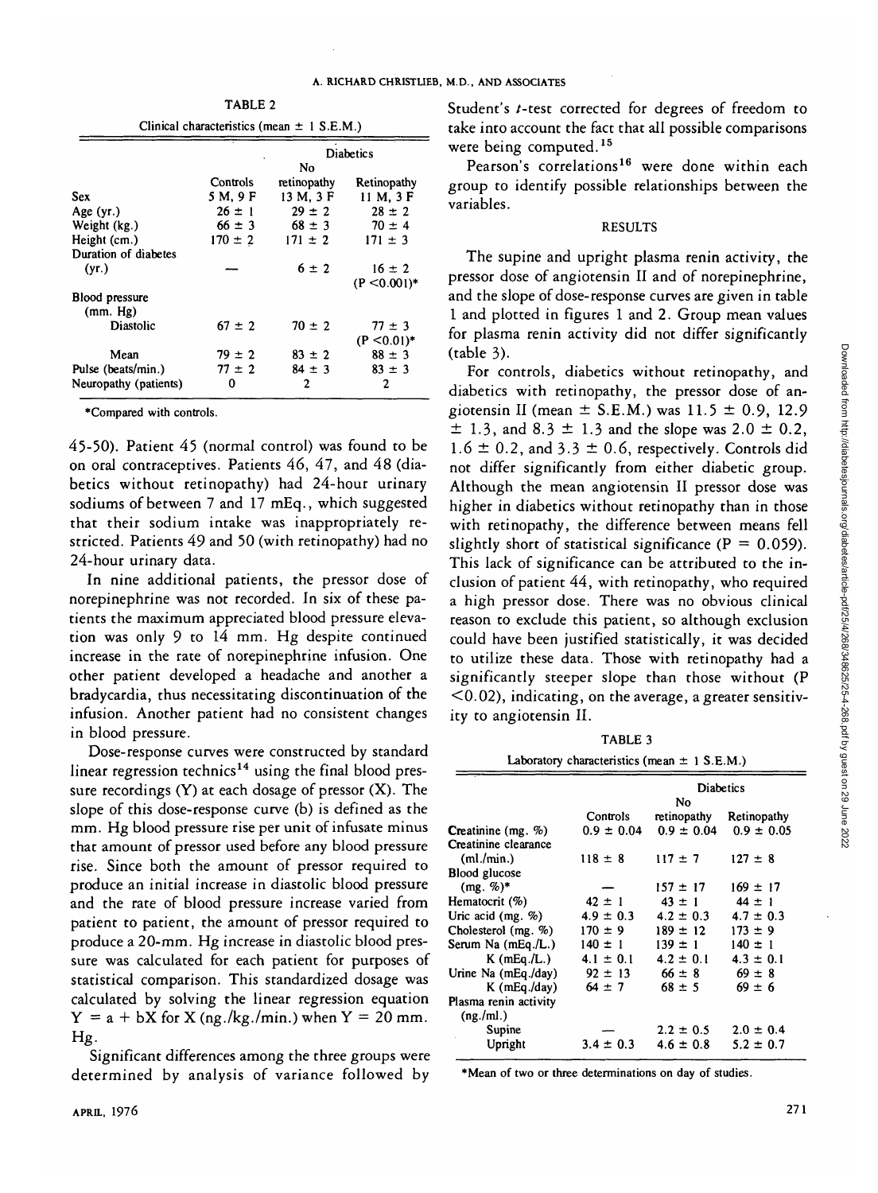TABLE 2

Clinical characteristics (mean ± 1 S.E.M.)

| | Controls | Diabetics | |
|---|---|---|---|
| | | No retinopathy | Retinopathy |
| Sex | 5 M, 9 F | 13 M, 3 F | 11 M, 3 F |
| Age (yr.) | 26 ± 1 | 29 ± 2 | 28 ± 2 |
| Weight (kg.) | 66 ± 3 | 68 ± 3 | 70 ± 4 |
| Height (cm.) | 170 ± 2 | 171 ± 2 | 171 ± 3 |
| Duration of diabetes (yr.) | — | 6 ± 2 | 16 ± 2 (P <0.001)* |
| Blood pressure (mm. Hg) | | | |
| Diastolic | 67 ± 2 | 70 ± 2 | 77 ± 3 (P <0.01)* |
| Mean | 79 ± 2 | 83 ± 2 | 88 ± 3 |
| Pulse (beats/min.) | 77 ± 2 | 84 ± 3 | 83 ± 3 |
| Neuropathy (patients) | 0 | 2 | 2 |

*Compared with controls.

45-50). Patient 45 (normal control) was found to be on oral contraceptives. Patients 46, 47, and 48 (diabetics without retinopathy) had 24-hour urinary sodiums of between 7 and 17 mEq., which suggested that their sodium intake was inappropriately restricted. Patients 49 and 50 (with retinopathy) had no 24-hour urinary data.

In nine additional patients, the pressor dose of norepinephrine was not recorded. In six of these patients the maximum appreciated blood pressure elevation was only 9 to 14 mm. Hg despite continued increase in the rate of norepinephrine infusion. One other patient developed a headache and another a bradycardia, thus necessitating discontinuation of the infusion. Another patient had no consistent changes in blood pressure.

Dose-response curves were constructed by standard linear regression technics[14] using the final blood pressure recordings (Y) at each dosage of pressor (X). The slope of this dose-response curve (b) is defined as the mm. Hg blood pressure rise per unit of infusate minus that amount of pressor used before any blood pressure rise. Since both the amount of pressor required to produce an initial increase in diastolic blood pressure and the rate of blood pressure increase varied from patient to patient, the amount of pressor required to produce a 20-mm. Hg increase in diastolic blood pressure was calculated for each patient for purposes of statistical comparison. This standardized dosage was calculated by solving the linear regression equation $Y = a + bX$ for X (ng./kg./min.) when Y = 20 mm. Hg.

Significant differences among the three groups were determined by analysis of variance followed by Student's *t*-test corrected for degrees of freedom to take into account the fact that all possible comparisons were being computed.[15]

Pearson's correlations[16] were done within each group to identify possible relationships between the variables.

## RESULTS

The supine and upright plasma renin activity, the pressor dose of angiotensin II and of norepinephrine, and the slope of dose-response curves are given in table 1 and plotted in figures 1 and 2. Group mean values for plasma renin activity did not differ significantly (table 3).

For controls, diabetics without retinopathy, and diabetics with retinopathy, the pressor dose of angiotensin II (mean ± S.E.M.) was 11.5 ± 0.9, 12.9 ± 1.3, and 8.3 ± 1.3 and the slope was 2.0 ± 0.2, 1.6 ± 0.2, and 3.3 ± 0.6, respectively. Controls did not differ significantly from either diabetic group. Although the mean angiotensin II pressor dose was higher in diabetics without retinopathy than in those with retinopathy, the difference between means fell slightly short of statistical significance (P = 0.059). This lack of significance can be attributed to the inclusion of patient 44, with retinopathy, who required a high pressor dose. There was no obvious clinical reason to exclude this patient, so although exclusion could have been justified statistically, it was decided to utilize these data. Those with retinopathy had a significantly steeper slope than those without (P <0.02), indicating, on the average, a greater sensitivity to angiotensin II.

TABLE 3

Laboratory characteristics (mean ± 1 S.E.M.)

| | Controls | Diabetics | |
|---|---|---|---|
| | | No retinopathy | Retinopathy |
| Creatinine (mg. %) | 0.9 ± 0.04 | 0.9 ± 0.04 | 0.9 ± 0.05 |
| Creatinine clearance (ml./min.) | 118 ± 8 | 117 ± 7 | 127 ± 8 |
| Blood glucose (mg. %)* | — | 157 ± 17 | 169 ± 17 |
| Hematocrit (%) | 42 ± 1 | 43 ± 1 | 44 ± 1 |
| Uric acid (mg. %) | 4.9 ± 0.3 | 4.2 ± 0.3 | 4.7 ± 0.3 |
| Cholesterol (mg. %) | 170 ± 9 | 189 ± 12 | 173 ± 9 |
| Serum Na (mEq./L.) | 140 ± 1 | 139 ± 1 | 140 ± 1 |
| K (mEq./L.) | 4.1 ± 0.1 | 4.2 ± 0.1 | 4.3 ± 0.1 |
| Urine Na (mEq./day) | 92 ± 13 | 66 ± 8 | 69 ± 8 |
| K (mEq./day) | 64 ± 7 | 68 ± 5 | 69 ± 6 |
| Plasma renin activity (ng./ml.) | | | |
| Supine | — | 2.2 ± 0.5 | 2.0 ± 0.4 |
| Upright | 3.4 ± 0.3 | 4.6 ± 0.8 | 5.2 ± 0.7 |

*Mean of two or three determinations on day of studies.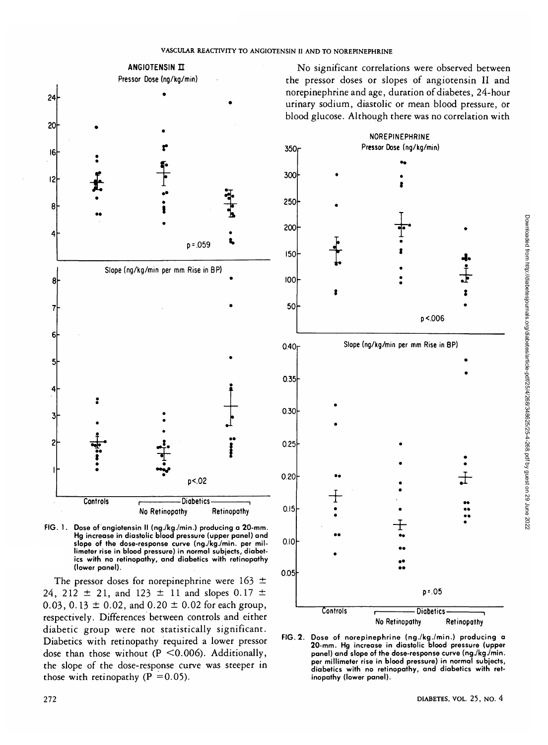ANGIOTENSIN II

Pressor Dose (ng/kg/min)

p = .059

Slope (ng/kg/min per mm Rise in BP)

p<.02

Controls — Diabetics: No Retinopathy, Retinopathy

FIG. 1. Dose of angiotensin II (ng./kg./min.) producing a 20-mm. Hg increase in diastolic blood pressure (upper panel) and slope of the dose-response curve (ng./kg./min. per millimeter rise in blood pressure) in normal subjects, diabetics with no retinopathy, and diabetics with retinopathy (lower panel).

The pressor doses for norepinephrine were 163 ± 24, 212 ± 21, and 123 ± 11 and slopes 0.17 ± 0.03, 0.13 ± 0.02, and 0.20 ± 0.02 for each group, respectively. Differences between controls and either diabetic group were not statistically significant. Diabetics with retinopathy required a lower pressor dose than those without (P <0.006). Additionally, the slope of the dose-response curve was steeper in those with retinopathy (P =0.05).

No significant correlations were observed between the pressor doses or slopes of angiotensin II and norepinephrine and age, duration of diabetes, 24-hour urinary sodium, diastolic or mean blood pressure, or blood glucose. Although there was no correlation with

NOREPINEPHRINE

Pressor Dose (ng/kg/min)

p<.006

Slope (ng/kg/min per mm Rise in BP)

p = .05

Controls — Diabetics: No Retinopathy, Retinopathy

FIG. 2. Dose of norepinephrine (ng./kg./min.) producing a 20-mm. Hg increase in diastolic blood pressure (upper panel) and slope of the dose-response curve (ng./kg./min. per millimeter rise in blood pressure) in normal subjects, diabetics with no retinopathy, and diabetics with retinopathy (lower panel).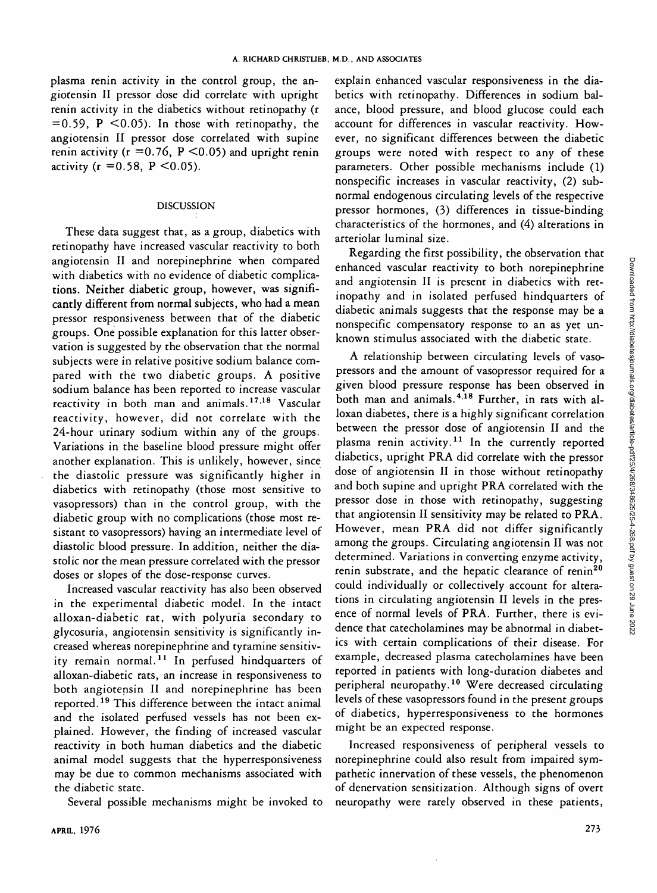plasma renin activity in the control group, the angiotensin II pressor dose did correlate with upright renin activity in the diabetics without retinopathy ($r = 0.59$, $P < 0.05$). In those with retinopathy, the angiotensin II pressor dose correlated with supine renin activity ($r = 0.76$, $P < 0.05$) and upright renin activity ($r = 0.58$, $P < 0.05$).

## DISCUSSION

These data suggest that, as a group, diabetics with retinopathy have increased vascular reactivity to both angiotensin II and norepinephrine when compared with diabetics with no evidence of diabetic complications. Neither diabetic group, however, was significantly different from normal subjects, who had a mean pressor responsiveness between that of the diabetic groups. One possible explanation for this latter observation is suggested by the observation that the normal subjects were in relative positive sodium balance compared with the two diabetic groups. A positive sodium balance has been reported to increase vascular reactivity in both man and animals.[17,18] Vascular reactivity, however, did not correlate with the 24-hour urinary sodium within any of the groups. Variations in the baseline blood pressure might offer another explanation. This is unlikely, however, since the diastolic pressure was significantly higher in diabetics with retinopathy (those most sensitive to vasopressors) than in the control group, with the diabetic group with no complications (those most resistant to vasopressors) having an intermediate level of diastolic blood pressure. In addition, neither the diastolic nor the mean pressure correlated with the pressor doses or slopes of the dose-response curves.

Increased vascular reactivity has also been observed in the experimental diabetic model. In the intact alloxan-diabetic rat, with polyuria secondary to glycosuria, angiotensin sensitivity is significantly increased whereas norepinephrine and tyramine sensitivity remain normal.[11] In perfused hindquarters of alloxan-diabetic rats, an increase in responsiveness to both angiotensin II and norepinephrine has been reported.[19] This difference between the intact animal and the isolated perfused vessels has not been explained. However, the finding of increased vascular reactivity in both human diabetics and the diabetic animal model suggests that the hyperresponsiveness may be due to common mechanisms associated with the diabetic state.

Several possible mechanisms might be invoked to explain enhanced vascular responsiveness in the diabetics with retinopathy. Differences in sodium balance, blood pressure, and blood glucose could each account for differences in vascular reactivity. However, no significant differences between the diabetic groups were noted with respect to any of these parameters. Other possible mechanisms include (1) nonspecific increases in vascular reactivity, (2) subnormal endogenous circulating levels of the respective pressor hormones, (3) differences in tissue-binding characteristics of the hormones, and (4) alterations in arteriolar luminal size.

Regarding the first possibility, the observation that enhanced vascular reactivity to both norepinephrine and angiotensin II is present in diabetics with retinopathy and in isolated perfused hindquarters of diabetic animals suggests that the response may be a nonspecific compensatory response to an as yet unknown stimulus associated with the diabetic state.

A relationship between circulating levels of vasopressors and the amount of vasopressor required for a given blood pressure response has been observed in both man and animals.[4,18] Further, in rats with alloxan diabetes, there is a highly significant correlation between the pressor dose of angiotensin II and the plasma renin activity.[11] In the currently reported diabetics, upright PRA did correlate with the pressor dose of angiotensin II in those without retinopathy and both supine and upright PRA correlated with the pressor dose in those with retinopathy, suggesting that angiotensin II sensitivity may be related to PRA. However, mean PRA did not differ significantly among the groups. Circulating angiotensin II was not determined. Variations in converting enzyme activity, renin substrate, and the hepatic clearance of renin[20] could individually or collectively account for alterations in circulating angiotensin II levels in the presence of normal levels of PRA. Further, there is evidence that catecholamines may be abnormal in diabetics with certain complications of their disease. For example, decreased plasma catecholamines have been reported in patients with long-duration diabetes and peripheral neuropathy.[10] Were decreased circulating levels of these vasopressors found in the present groups of diabetics, hyperresponsiveness to the hormones might be an expected response.

Increased responsiveness of peripheral vessels to norepinephrine could also result from impaired sympathetic innervation of these vessels, the phenomenon of denervation sensitization. Although signs of overt neuropathy were rarely observed in these patients,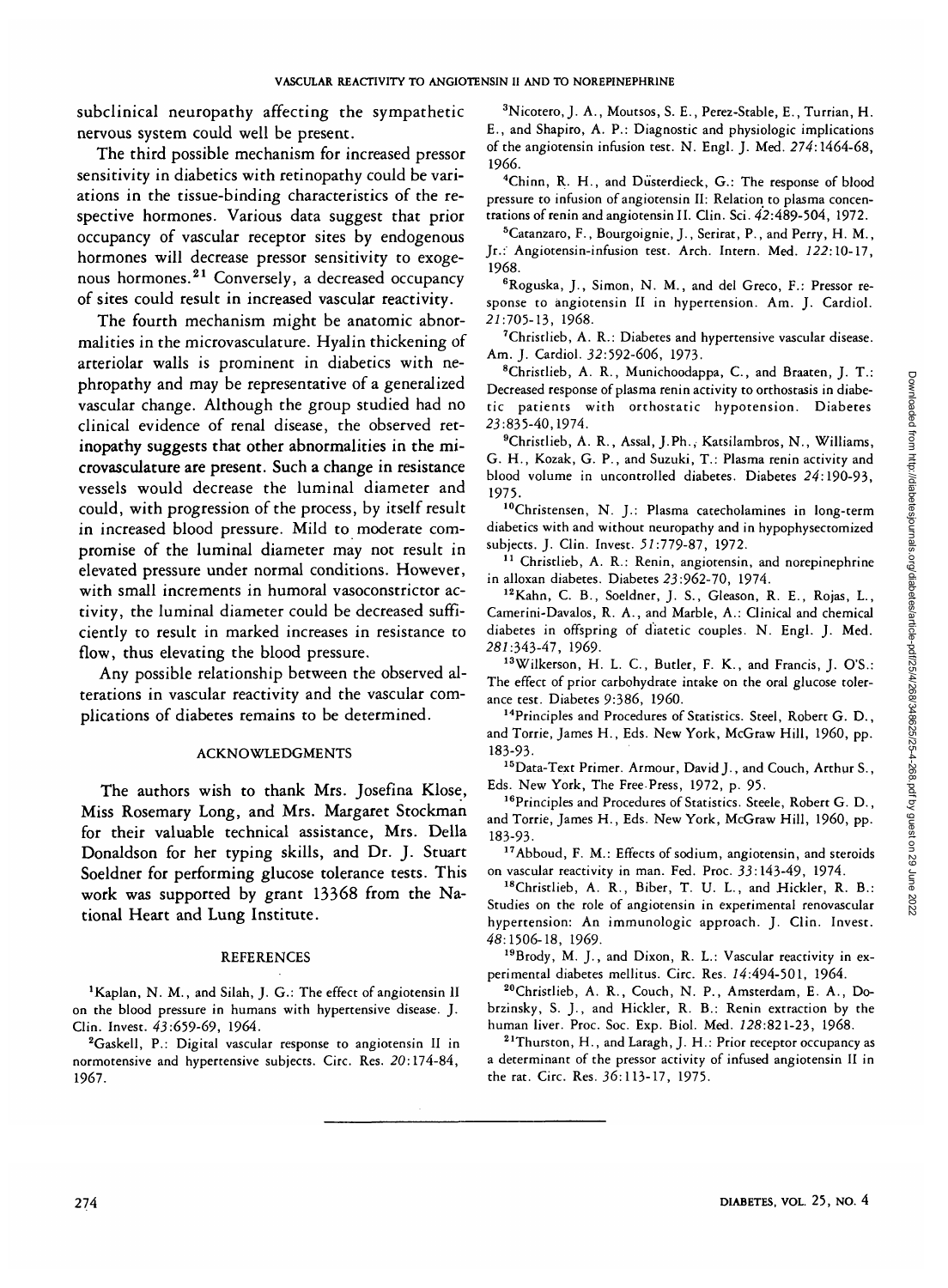subclinical neuropathy affecting the sympathetic nervous system could well be present.

The third possible mechanism for increased pressor sensitivity in diabetics with retinopathy could be variations in the tissue-binding characteristics of the respective hormones. Various data suggest that prior occupancy of vascular receptor sites by endogenous hormones will decrease pressor sensitivity to exogenous hormones.[21] Conversely, a decreased occupancy of sites could result in increased vascular reactivity.

The fourth mechanism might be anatomic abnormalities in the microvasculature. Hyalin thickening of arteriolar walls is prominent in diabetics with nephropathy and may be representative of a generalized vascular change. Although the group studied had no clinical evidence of renal disease, the observed retinopathy suggests that other abnormalities in the microvasculature are present. Such a change in resistance vessels would decrease the luminal diameter and could, with progression of the process, by itself result in increased blood pressure. Mild to moderate compromise of the luminal diameter may not result in elevated pressure under normal conditions. However, with small increments in humoral vasoconstrictor activity, the luminal diameter could be decreased sufficiently to result in marked increases in resistance to flow, thus elevating the blood pressure.

Any possible relationship between the observed alterations in vascular reactivity and the vascular complications of diabetes remains to be determined.

## ACKNOWLEDGMENTS

The authors wish to thank Mrs. Josefina Klose, Miss Rosemary Long, and Mrs. Margaret Stockman for their valuable technical assistance, Mrs. Della Donaldson for her typing skills, and Dr. J. Stuart Soeldner for performing glucose tolerance tests. This work was supported by grant 13368 from the National Heart and Lung Institute.

## REFERENCES

[1] Kaplan, N. M., and Silah, J. G.: The effect of angiotensin II on the blood pressure in humans with hypertensive disease. J. Clin. Invest. *43*:659-69, 1964.

[2] Gaskell, P.: Digital vascular response to angiotensin II in normotensive and hypertensive subjects. Circ. Res. *20*:174-84, 1967.

[3] Nicotero, J. A., Moutsos, S. E., Perez-Stable, E., Turrian, H. E., and Shapiro, A. P.: Diagnostic and physiologic implications of the angiotensin infusion test. N. Engl. J. Med. *274*:1464-68, 1966.

[4] Chinn, R. H., and Düsterdieck, G.: The response of blood pressure to infusion of angiotensin II: Relation to plasma concentrations of renin and angiotensin II. Clin. Sci. *42*:489-504, 1972.

[5] Catanzaro, F., Bourgoignie, J., Serirat, P., and Perry, H. M., Jr.: Angiotensin-infusion test. Arch. Intern. Med. *122*:10-17, 1968.

[6] Roguska, J., Simon, N. M., and del Greco, F.: Pressor response to angiotensin II in hypertension. Am. J. Cardiol. *21*:705-13, 1968.

[7] Christlieb, A. R.: Diabetes and hypertensive vascular disease. Am. J. Cardiol. *32*:592-606, 1973.

[8] Christlieb, A. R., Munichoodappa, C., and Braaten, J. T.: Decreased response of plasma renin activity to orthostasis in diabetic patients with orthostatic hypotension. Diabetes *23*:835-40, 1974.

[9] Christlieb, A. R., Assal, J.Ph., Katsilambros, N., Williams, G. H., Kozak, G. P., and Suzuki, T.: Plasma renin activity and blood volume in uncontrolled diabetes. Diabetes *24*:190-93, 1975.

[10] Christensen, N. J.: Plasma catecholamines in long-term diabetics with and without neuropathy and in hypophysectomized subjects. J. Clin. Invest. *51*:779-87, 1972.

[11] Christlieb, A. R.: Renin, angiotensin, and norepinephrine in alloxan diabetes. Diabetes *23*:962-70, 1974.

[12] Kahn, C. B., Soeldner, J. S., Gleason, R. E., Rojas, L., Camerini-Davalos, R. A., and Marble, A.: Clinical and chemical diabetes in offspring of diatetic couples. N. Engl. J. Med. *281*:343-47, 1969.

[13] Wilkerson, H. L. C., Butler, F. K., and Francis, J. O'S.: The effect of prior carbohydrate intake on the oral glucose tolerance test. Diabetes 9:386, 1960.

[14] Principles and Procedures of Statistics. Steel, Robert G. D., and Torrie, James H., Eds. New York, McGraw Hill, 1960, pp. 183-93.

[15] Data-Text Primer. Armour, David J., and Couch, Arthur S., Eds. New York, The Free Press, 1972, p. 95.

[16] Principles and Procedures of Statistics. Steele, Robert G. D., and Torrie, James H., Eds. New York, McGraw Hill, 1960, pp. 183-93.

[17] Abboud, F. M.: Effects of sodium, angiotensin, and steroids on vascular reactivity in man. Fed. Proc. *33*:143-49, 1974.

[18] Christlieb, A. R., Biber, T. U. L., and Hickler, R. B.: Studies on the role of angiotensin in experimental renovascular hypertension: An immunologic approach. J. Clin. Invest. *48*:1506-18, 1969.

[19] Brody, M. J., and Dixon, R. L.: Vascular reactivity in experimental diabetes mellitus. Circ. Res. *14*:494-501, 1964.

[20] Christlieb, A. R., Couch, N. P., Amsterdam, E. A., Dobrzinsky, S. J., and Hickler, R. B.: Renin extraction by the human liver. Proc. Soc. Exp. Biol. Med. *128*:821-23, 1968.

[21] Thurston, H., and Laragh, J. H.: Prior receptor occupancy as a determinant of the pressor activity of infused angiotensin II in the rat. Circ. Res. *36*:113-17, 1975.